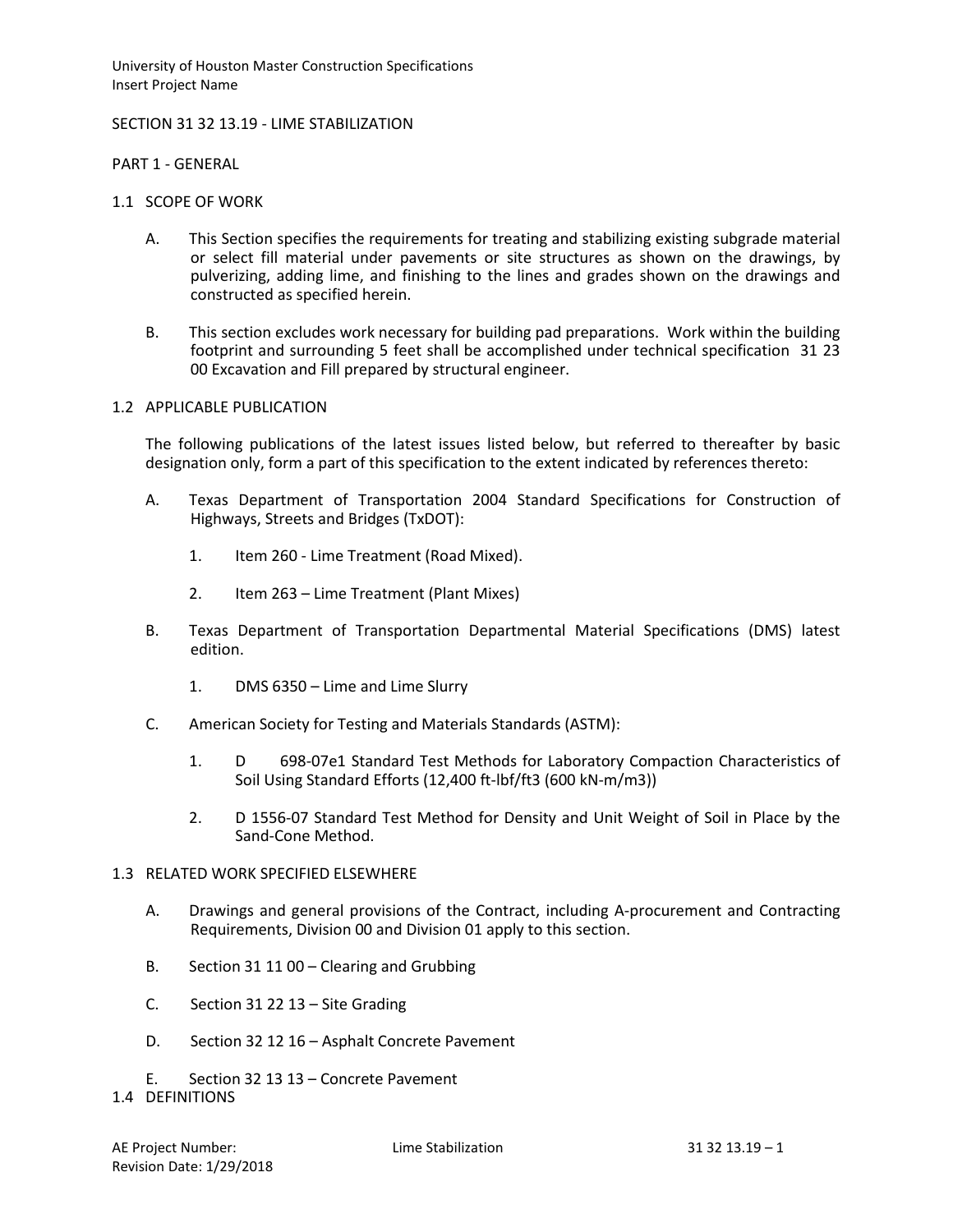University of Houston Master Construction Specifications
Insert Project Name

# SECTION 31 32 13.19 - LIME STABILIZATION

## PART 1 - GENERAL

### 1.1 SCOPE OF WORK

A. This Section specifies the requirements for treating and stabilizing existing subgrade material or select fill material under pavements or site structures as shown on the drawings, by pulverizing, adding lime, and finishing to the lines and grades shown on the drawings and constructed as specified herein.

B. This section excludes work necessary for building pad preparations. Work within the building footprint and surrounding 5 feet shall be accomplished under technical specification 31 23 00 Excavation and Fill prepared by structural engineer.

### 1.2 APPLICABLE PUBLICATION

The following publications of the latest issues listed below, but referred to thereafter by basic designation only, form a part of this specification to the extent indicated by references thereto:

A. Texas Department of Transportation 2004 Standard Specifications for Construction of Highways, Streets and Bridges (TxDOT):

1. Item 260 - Lime Treatment (Road Mixed).
2. Item 263 – Lime Treatment (Plant Mixes)

B. Texas Department of Transportation Departmental Material Specifications (DMS) latest edition.

1. DMS 6350 – Lime and Lime Slurry

C. American Society for Testing and Materials Standards (ASTM):

1. D 698-07e1 Standard Test Methods for Laboratory Compaction Characteristics of Soil Using Standard Efforts (12,400 ft-lbf/ft3 (600 kN-m/m3))
2. D 1556-07 Standard Test Method for Density and Unit Weight of Soil in Place by the Sand-Cone Method.

### 1.3 RELATED WORK SPECIFIED ELSEWHERE

A. Drawings and general provisions of the Contract, including A-procurement and Contracting Requirements, Division 00 and Division 01 apply to this section.

B. Section 31 11 00 – Clearing and Grubbing

C. Section 31 22 13 – Site Grading

D. Section 32 12 16 – Asphalt Concrete Pavement

E. Section 32 13 13 – Concrete Pavement

### 1.4 DEFINITIONS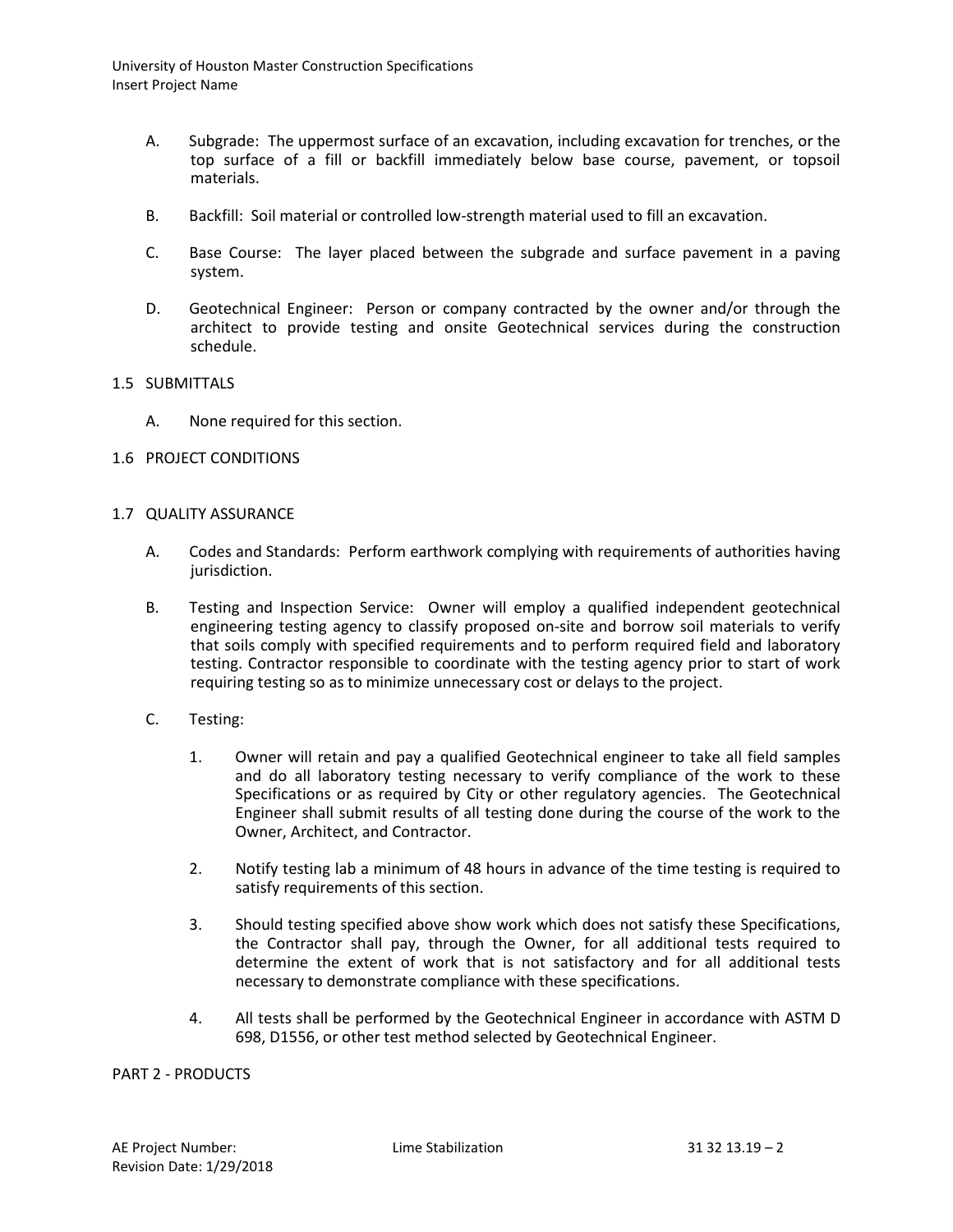A. Subgrade: The uppermost surface of an excavation, including excavation for trenches, or the top surface of a fill or backfill immediately below base course, pavement, or topsoil materials.

B. Backfill: Soil material or controlled low-strength material used to fill an excavation.

C. Base Course: The layer placed between the subgrade and surface pavement in a paving system.

D. Geotechnical Engineer: Person or company contracted by the owner and/or through the architect to provide testing and onsite Geotechnical services during the construction schedule.

## 1.5 SUBMITTALS

A. None required for this section.

## 1.6 PROJECT CONDITIONS

## 1.7 QUALITY ASSURANCE

A. Codes and Standards: Perform earthwork complying with requirements of authorities having jurisdiction.

B. Testing and Inspection Service: Owner will employ a qualified independent geotechnical engineering testing agency to classify proposed on-site and borrow soil materials to verify that soils comply with specified requirements and to perform required field and laboratory testing. Contractor responsible to coordinate with the testing agency prior to start of work requiring testing so as to minimize unnecessary cost or delays to the project.

C. Testing:

1. Owner will retain and pay a qualified Geotechnical engineer to take all field samples and do all laboratory testing necessary to verify compliance of the work to these Specifications or as required by City or other regulatory agencies. The Geotechnical Engineer shall submit results of all testing done during the course of the work to the Owner, Architect, and Contractor.

2. Notify testing lab a minimum of 48 hours in advance of the time testing is required to satisfy requirements of this section.

3. Should testing specified above show work which does not satisfy these Specifications, the Contractor shall pay, through the Owner, for all additional tests required to determine the extent of work that is not satisfactory and for all additional tests necessary to demonstrate compliance with these specifications.

4. All tests shall be performed by the Geotechnical Engineer in accordance with ASTM D 698, D1556, or other test method selected by Geotechnical Engineer.

# PART 2 - PRODUCTS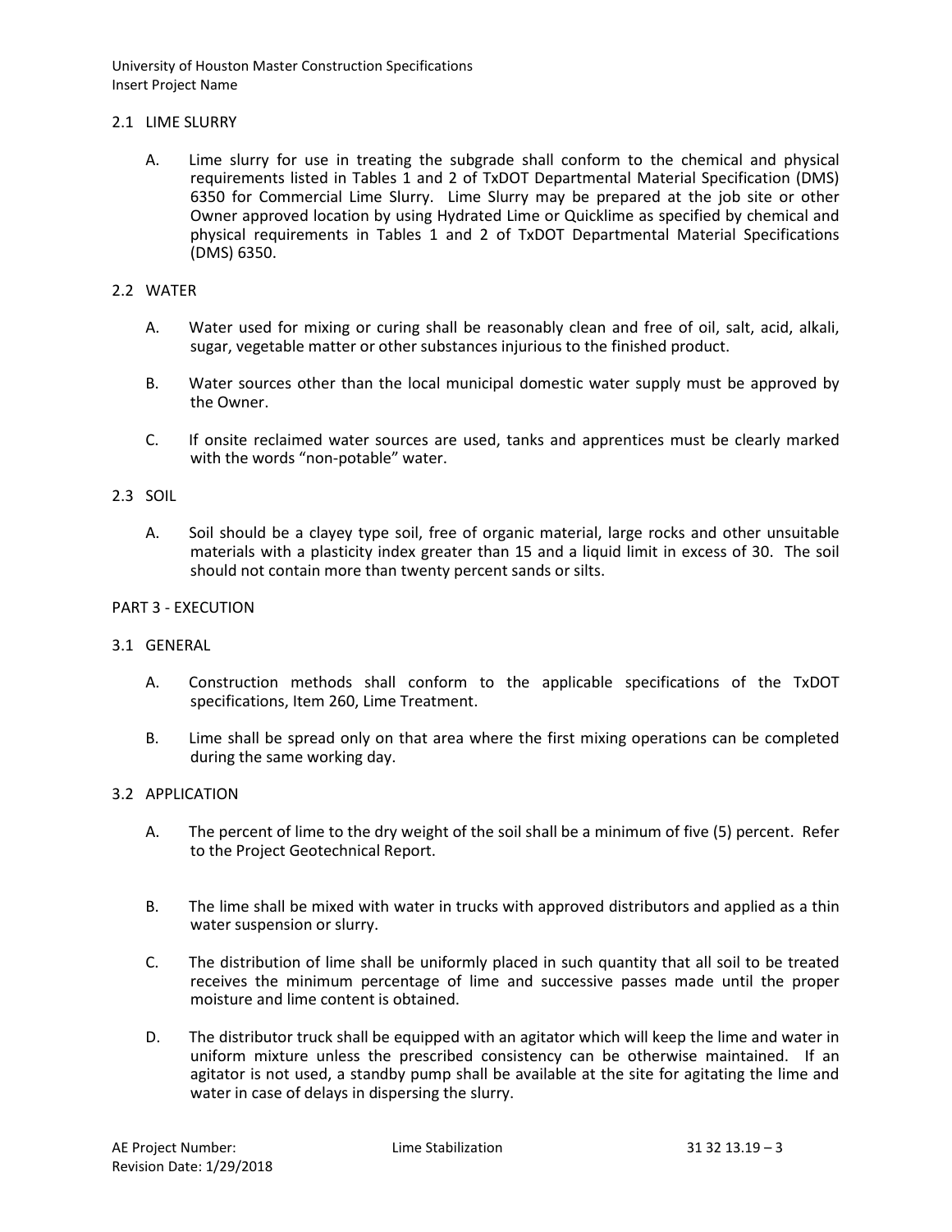## 2.1 LIME SLURRY

A. Lime slurry for use in treating the subgrade shall conform to the chemical and physical requirements listed in Tables 1 and 2 of TxDOT Departmental Material Specification (DMS) 6350 for Commercial Lime Slurry. Lime Slurry may be prepared at the job site or other Owner approved location by using Hydrated Lime or Quicklime as specified by chemical and physical requirements in Tables 1 and 2 of TxDOT Departmental Material Specifications (DMS) 6350.

## 2.2 WATER

A. Water used for mixing or curing shall be reasonably clean and free of oil, salt, acid, alkali, sugar, vegetable matter or other substances injurious to the finished product.

B. Water sources other than the local municipal domestic water supply must be approved by the Owner.

C. If onsite reclaimed water sources are used, tanks and apprentices must be clearly marked with the words "non-potable" water.

## 2.3 SOIL

A. Soil should be a clayey type soil, free of organic material, large rocks and other unsuitable materials with a plasticity index greater than 15 and a liquid limit in excess of 30. The soil should not contain more than twenty percent sands or silts.

# PART 3 - EXECUTION

## 3.1 GENERAL

A. Construction methods shall conform to the applicable specifications of the TxDOT specifications, Item 260, Lime Treatment.

B. Lime shall be spread only on that area where the first mixing operations can be completed during the same working day.

## 3.2 APPLICATION

A. The percent of lime to the dry weight of the soil shall be a minimum of five (5) percent. Refer to the Project Geotechnical Report.

B. The lime shall be mixed with water in trucks with approved distributors and applied as a thin water suspension or slurry.

C. The distribution of lime shall be uniformly placed in such quantity that all soil to be treated receives the minimum percentage of lime and successive passes made until the proper moisture and lime content is obtained.

D. The distributor truck shall be equipped with an agitator which will keep the lime and water in uniform mixture unless the prescribed consistency can be otherwise maintained. If an agitator is not used, a standby pump shall be available at the site for agitating the lime and water in case of delays in dispersing the slurry.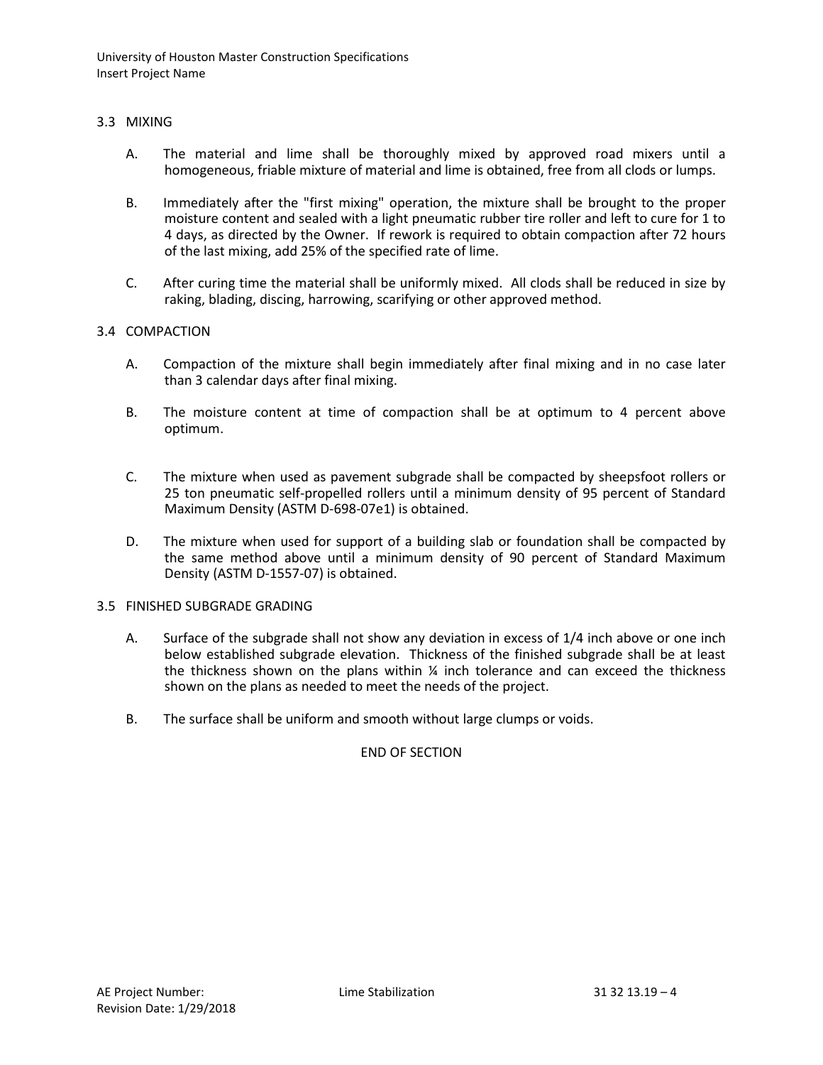## 3.3 MIXING

A. The material and lime shall be thoroughly mixed by approved road mixers until a homogeneous, friable mixture of material and lime is obtained, free from all clods or lumps.

B. Immediately after the "first mixing" operation, the mixture shall be brought to the proper moisture content and sealed with a light pneumatic rubber tire roller and left to cure for 1 to 4 days, as directed by the Owner. If rework is required to obtain compaction after 72 hours of the last mixing, add 25% of the specified rate of lime.

C. After curing time the material shall be uniformly mixed. All clods shall be reduced in size by raking, blading, discing, harrowing, scarifying or other approved method.

## 3.4 COMPACTION

A. Compaction of the mixture shall begin immediately after final mixing and in no case later than 3 calendar days after final mixing.

B. The moisture content at time of compaction shall be at optimum to 4 percent above optimum.

C. The mixture when used as pavement subgrade shall be compacted by sheepsfoot rollers or 25 ton pneumatic self-propelled rollers until a minimum density of 95 percent of Standard Maximum Density (ASTM D-698-07e1) is obtained.

D. The mixture when used for support of a building slab or foundation shall be compacted by the same method above until a minimum density of 90 percent of Standard Maximum Density (ASTM D-1557-07) is obtained.

## 3.5 FINISHED SUBGRADE GRADING

A. Surface of the subgrade shall not show any deviation in excess of 1/4 inch above or one inch below established subgrade elevation. Thickness of the finished subgrade shall be at least the thickness shown on the plans within ¼ inch tolerance and can exceed the thickness shown on the plans as needed to meet the needs of the project.

B. The surface shall be uniform and smooth without large clumps or voids.

END OF SECTION